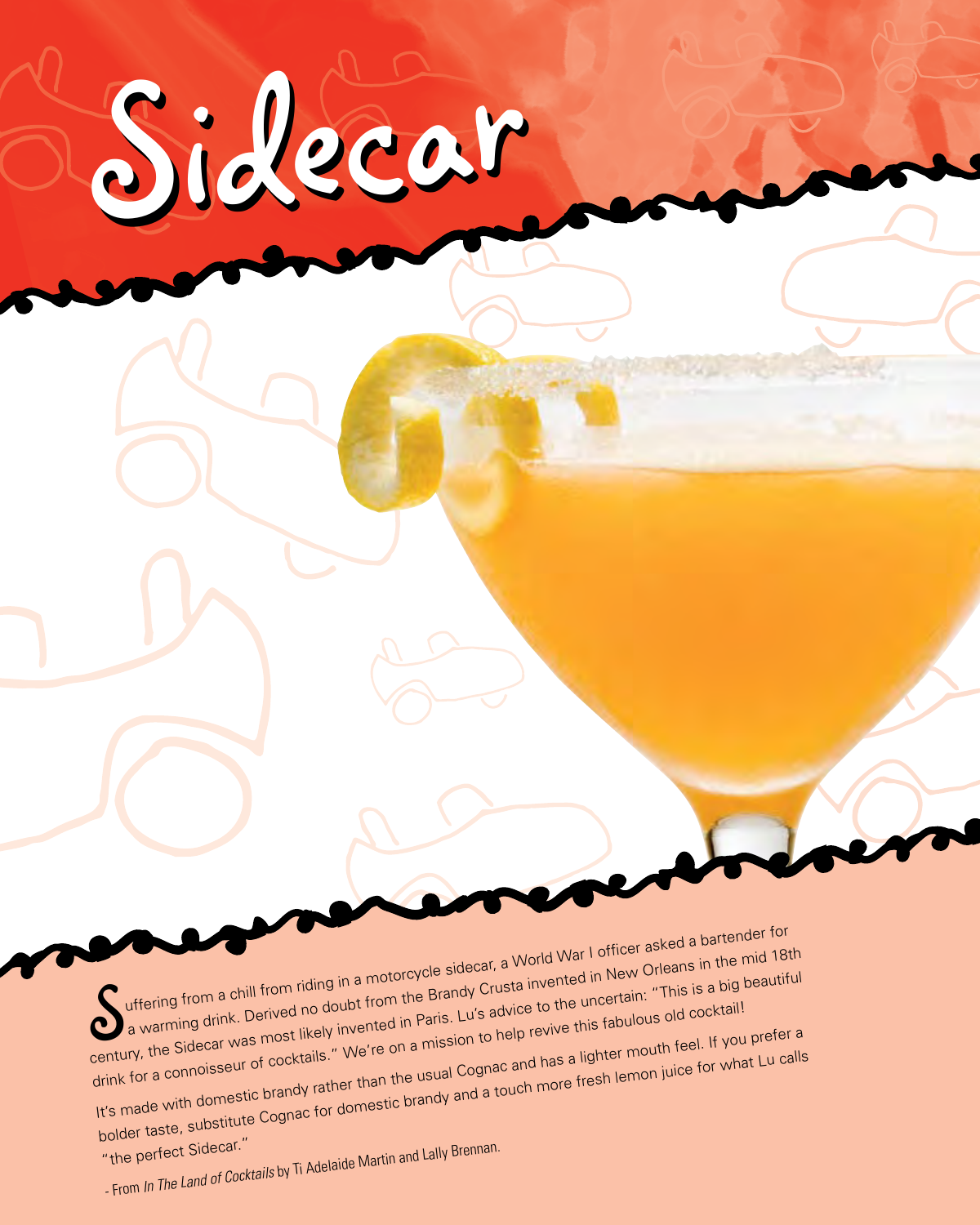# Sidecar

Suffering from a chill from riding in a motorcycle sidecar, a World War I officer asked a bartender for a warming drink. Derived no doubt from the Brandy Crusta invented in New Orleans in the mid 18th century, the Sidecar was most likely invented in Paris. Lu's advice to the uncertain: "This is a big beautiful drink for a connoisseur of cocktails." We're on a mission to help revive this fabulous old cocktail!

It's made with domestic brandy rather than the usual Cognac and has a lighter mouth feel. If you prefer a bolder taste, substitute Cognac for domestic brandy and a touch more fresh lemon juice for what Lu calls "the perfect Sidecar."

- From *In The Land of Cocktails* by Ti Adelaide Martin and Lally Brennan.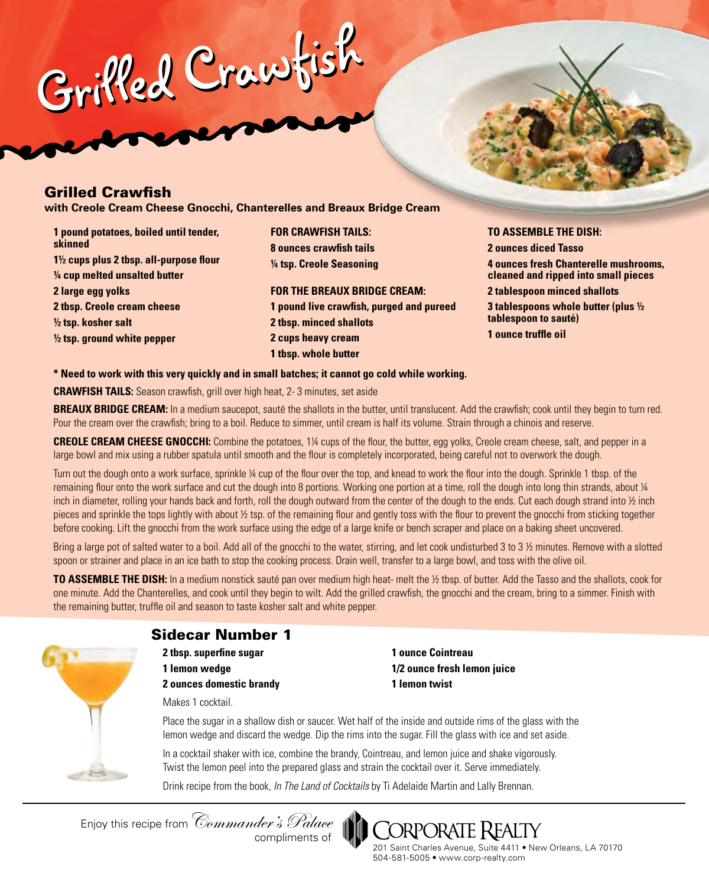# Grilled Crawfish

## Grilled Crawfish

**with Creole Cream Cheese Gnocchi, Chanterelles and Breaux Bridge Cream**

**1 pound potatoes, boiled until tender, skinned**
**1½ cups plus 2 tbsp. all-purpose flour**
**¼ cup melted unsalted butter**
**2 large egg yolks**
**2 tbsp. Creole cream cheese**
**½ tsp. kosher salt**
**½ tsp. ground white pepper**

**FOR CRAWFISH TAILS:**
**8 ounces crawfish tails**
**¼ tsp. Creole Seasoning**

**FOR THE BREAUX BRIDGE CREAM:**
**1 pound live crawfish, purged and pureed**
**2 tbsp. minced shallots**
**2 cups heavy cream**
**1 tbsp. whole butter**

**TO ASSEMBLE THE DISH:**
**2 ounces diced Tasso**
**4 ounces fresh Chanterelle mushrooms, cleaned and ripped into small pieces**
**2 tablespoon minced shallots**
**3 tablespoons whole butter (plus ½ tablespoon to sauté)**
**1 ounce truffle oil**

**\* Need to work with this very quickly and in small batches; it cannot go cold while working.**

**CRAWFISH TAILS:** Season crawfish, grill over high heat, 2- 3 minutes, set aside

**BREAUX BRIDGE CREAM:** In a medium saucepot, sauté the shallots in the butter, until translucent. Add the crawfish; cook until they begin to turn red. Pour the cream over the crawfish; bring to a boil. Reduce to simmer, until cream is half its volume. Strain through a chinois and reserve.

**CREOLE CREAM CHEESE GNOCCHI:** Combine the potatoes, 1¼ cups of the flour, the butter, egg yolks, Creole cream cheese, salt, and pepper in a large bowl and mix using a rubber spatula until smooth and the flour is completely incorporated, being careful not to overwork the dough.

Turn out the dough onto a work surface, sprinkle ¼ cup of the flour over the top, and knead to work the flour into the dough. Sprinkle 1 tbsp. of the remaining flour onto the work surface and cut the dough into 8 portions. Working one portion at a time, roll the dough into long thin strands, about ¼ inch in diameter, rolling your hands back and forth, roll the dough outward from the center of the dough to the ends. Cut each dough strand into ½ inch pieces and sprinkle the tops lightly with about ½ tsp. of the remaining flour and gently toss with the flour to prevent the gnocchi from sticking together before cooking. Lift the gnocchi from the work surface using the edge of a large knife or bench scraper and place on a baking sheet uncovered.

Bring a large pot of salted water to a boil. Add all of the gnocchi to the water, stirring, and let cook undisturbed 3 to 3 ½ minutes. Remove with a slotted spoon or strainer and place in an ice bath to stop the cooking process. Drain well, transfer to a large bowl, and toss with the olive oil.

**TO ASSEMBLE THE DISH:** In a medium nonstick sauté pan over medium high heat- melt the ½ tbsp. of butter. Add the Tasso and the shallots, cook for one minute. Add the Chanterelles, and cook until they begin to wilt. Add the grilled crawfish, the gnocchi and the cream, bring to a simmer. Finish with the remaining butter, truffle oil and season to taste kosher salt and white pepper.

## Sidecar Number 1

**2 tbsp. superfine sugar**
**1 lemon wedge**
**2 ounces domestic brandy**
**1 ounce Cointreau**
**1/2 ounce fresh lemon juice**
**1 lemon twist**

Makes 1 cocktail.

Place the sugar in a shallow dish or saucer. Wet half of the inside and outside rims of the glass with the lemon wedge and discard the wedge. Dip the rims into the sugar. Fill the glass with ice and set aside.

In a cocktail shaker with ice, combine the brandy, Cointreau, and lemon juice and shake vigorously. Twist the lemon peel into the prepared glass and strain the cocktail over it. Serve immediately.

Drink recipe from the book, *In The Land of Cocktails* by Ti Adelaide Martin and Lally Brennan.

Enjoy this recipe from *Commander's Palace* compliments of CORPORATE REALTY
201 Saint Charles Avenue, Suite 4411 • New Orleans, LA 70170
504-581-5005 • www.corp-realty.com